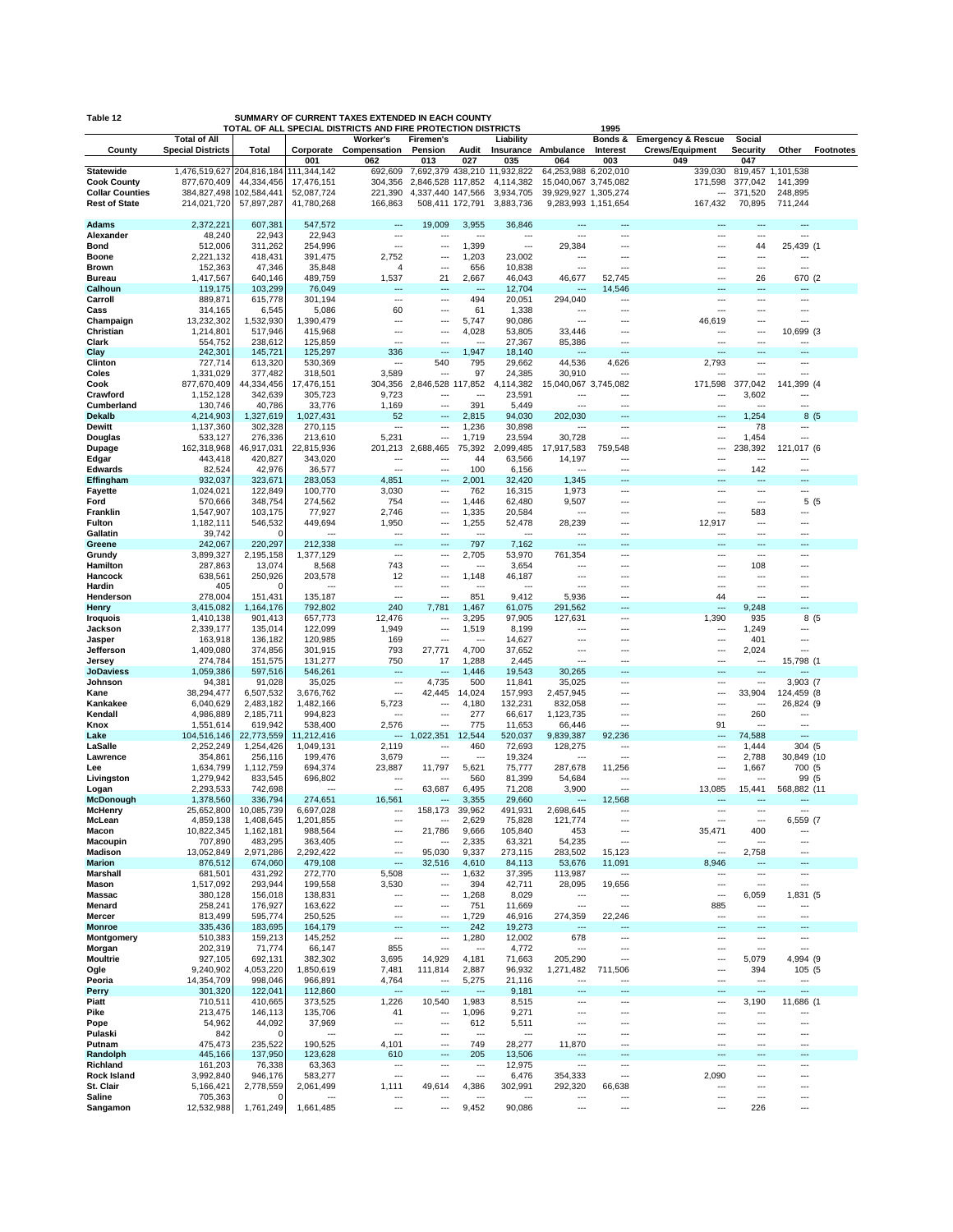Table 12

**SUMMARY OF CURRENT TAXES EXTENDED IN EACH COUNTY**
**TOTAL OF ALL SPECIAL DISTRICTS AND FIRE PROTECTION DISTRICTS** 1995

| County | Total of All Special Districts | Total | Corporate | Worker's Compensation | Firemen's Pension | Audit | Liability Insurance | Ambulance | Bonds & Interest | Emergency & Rescue Crews/Equipment | Social Security | Other | Footnotes |
|---|---|---|---|---|---|---|---|---|---|---|---|---|---|
| | | | 001 | 062 | 013 | 027 | 035 | 064 | 003 | 049 | 047 | | |
| **Statewide** | 1,476,519,627 | 204,816,184 | 111,344,142 | 692,609 | 7,692,379 | 438,210 | 11,932,822 | 64,253,988 | 6,202,010 | 339,030 | 819,457 | 1,101,538 | |
| **Cook County** | 877,670,409 | 44,334,456 | 17,476,151 | 304,356 | 2,846,528 | 117,852 | 4,114,382 | 15,040,067 | 3,745,082 | 171,598 | 377,042 | 141,399 | |
| **Collar Counties** | 384,827,498 | 102,584,441 | 52,087,724 | 221,390 | 4,337,440 | 147,566 | 3,934,705 | 39,929,927 | 1,305,274 | --- | 371,520 | 248,895 | |
| **Rest of State** | 214,021,720 | 57,897,287 | 41,780,268 | 166,863 | 508,411 | 172,791 | 3,883,736 | 9,283,993 | 1,151,654 | 167,432 | 70,895 | 711,244 | |
| **Adams** | 2,372,221 | 607,381 | 547,572 | --- | 19,009 | 3,955 | 36,846 | --- | --- | --- | --- | --- | |
| **Alexander** | 48,240 | 22,943 | 22,943 | --- | --- | --- | --- | --- | --- | --- | --- | --- | |
| **Bond** | 512,006 | 311,262 | 254,996 | --- | --- | 1,399 | --- | 29,384 | --- | --- | 44 | 25,439 | (1 |
| **Boone** | 2,221,132 | 418,431 | 391,475 | 2,752 | --- | 1,203 | 23,002 | --- | --- | --- | --- | --- | |
| **Brown** | 152,363 | 47,346 | 35,848 | 4 | --- | 656 | 10,838 | --- | --- | --- | --- | --- | |
| **Bureau** | 1,417,567 | 640,146 | 489,759 | 1,537 | 21 | 2,667 | 46,043 | 46,677 | 52,745 | --- | 26 | 670 | (2 |
| **Calhoun** | 119,175 | 103,299 | 76,049 | --- | --- | --- | 12,704 | --- | 14,546 | --- | --- | --- | |
| **Carroll** | 889,871 | 615,778 | 301,194 | --- | --- | 494 | 20,051 | 294,040 | --- | --- | --- | --- | |
| **Cass** | 314,165 | 6,545 | 5,086 | 60 | --- | 61 | 1,338 | --- | --- | --- | --- | --- | |
| **Champaign** | 13,232,302 | 1,532,930 | 1,390,479 | --- | --- | 5,747 | 90,086 | --- | --- | 46,619 | --- | --- | |
| **Christian** | 1,214,801 | 517,946 | 415,968 | --- | --- | 4,028 | 53,805 | 33,446 | --- | --- | --- | 10,699 | (3 |
| **Clark** | 554,752 | 238,612 | 125,859 | --- | --- | --- | 27,367 | 85,386 | --- | --- | --- | --- | |
| **Clay** | 242,301 | 145,721 | 125,297 | 336 | --- | 1,947 | 18,140 | --- | --- | --- | --- | --- | |
| **Clinton** | 727,714 | 613,320 | 530,369 | --- | 540 | 795 | 29,662 | 44,536 | 4,626 | 2,793 | --- | --- | |
| **Coles** | 1,331,029 | 377,482 | 318,501 | 3,589 | --- | 97 | 24,385 | 30,910 | --- | --- | --- | --- | |
| **Cook** | 877,670,409 | 44,334,456 | 17,476,151 | 304,356 | 2,846,528 | 117,852 | 4,114,382 | 15,040,067 | 3,745,082 | 171,598 | 377,042 | 141,399 | (4 |
| **Crawford** | 1,152,128 | 342,639 | 305,723 | 9,723 | --- | --- | 23,591 | --- | --- | --- | 3,602 | --- | |
| **Cumberland** | 130,746 | 40,786 | 33,776 | 1,169 | --- | 391 | 5,449 | --- | --- | --- | --- | --- | |
| **Dekalb** | 4,214,903 | 1,327,619 | 1,027,431 | 52 | --- | 2,815 | 94,030 | 202,030 | --- | --- | 1,254 | 8 | (5 |
| **Dewitt** | 1,137,360 | 302,328 | 270,115 | --- | --- | 1,236 | 30,898 | --- | --- | --- | 78 | --- | |
| **Douglas** | 533,127 | 276,336 | 213,610 | 5,231 | --- | 1,719 | 23,594 | 30,728 | --- | --- | 1,454 | --- | |
| **Dupage** | 162,318,968 | 46,917,031 | 22,815,936 | 201,213 | 2,688,465 | 75,392 | 2,099,485 | 17,917,583 | 759,548 | --- | 238,392 | 121,017 | (6 |
| **Edgar** | 443,418 | 420,827 | 343,020 | --- | --- | 44 | 63,566 | 14,197 | --- | --- | --- | --- | |
| **Edwards** | 82,524 | 42,976 | 36,577 | --- | --- | 100 | 6,156 | --- | --- | --- | 142 | --- | |
| **Effingham** | 932,037 | 323,671 | 283,053 | 4,851 | --- | 2,001 | 32,420 | 1,345 | --- | --- | --- | --- | |
| **Fayette** | 1,024,021 | 122,849 | 100,770 | 3,030 | --- | 762 | 16,315 | 1,973 | --- | --- | --- | --- | |
| **Ford** | 570,666 | 348,754 | 274,562 | 754 | --- | 1,446 | 62,480 | 9,507 | --- | --- | --- | 5 | (5 |
| **Franklin** | 1,547,907 | 103,175 | 77,927 | 2,746 | --- | 1,335 | 20,584 | --- | --- | --- | 583 | --- | |
| **Fulton** | 1,182,111 | 546,532 | 449,694 | 1,950 | --- | 1,255 | 52,478 | 28,239 | --- | 12,917 | --- | --- | |
| **Gallatin** | 39,742 | 0 | --- | --- | --- | --- | --- | --- | --- | --- | --- | --- | |
| **Greene** | 242,067 | 220,297 | 212,338 | --- | --- | 797 | 7,162 | --- | --- | --- | --- | --- | |
| **Grundy** | 3,899,327 | 2,195,158 | 1,377,129 | --- | --- | 2,705 | 53,970 | 761,354 | --- | --- | --- | --- | |
| **Hamilton** | 287,863 | 13,074 | 8,568 | 743 | --- | --- | 3,654 | --- | --- | --- | 108 | --- | |
| **Hancock** | 638,561 | 250,926 | 203,578 | 12 | --- | 1,148 | 46,187 | --- | --- | --- | --- | --- | |
| **Hardin** | 405 | 0 | --- | --- | --- | --- | --- | --- | --- | --- | --- | --- | |
| **Henderson** | 278,004 | 151,431 | 135,187 | --- | --- | 851 | 9,412 | 5,936 | --- | 44 | --- | --- | |
| **Henry** | 3,415,082 | 1,164,176 | 792,802 | 240 | 7,781 | 1,467 | 61,075 | 291,562 | --- | --- | 9,248 | --- | |
| **Iroquois** | 1,410,138 | 901,413 | 657,773 | 12,476 | --- | 3,295 | 97,905 | 127,631 | --- | 1,390 | 935 | 8 | (5 |
| **Jackson** | 2,339,177 | 135,014 | 122,099 | 1,949 | --- | 1,519 | 8,199 | --- | --- | --- | 1,249 | --- | |
| **Jasper** | 163,918 | 136,182 | 120,985 | 169 | --- | --- | 14,627 | --- | --- | --- | 401 | --- | |
| **Jefferson** | 1,409,080 | 374,856 | 301,915 | 793 | 27,771 | 4,700 | 37,652 | --- | --- | --- | 2,024 | --- | |
| **Jersey** | 274,784 | 151,575 | 131,277 | 750 | 17 | 1,288 | 2,445 | --- | --- | --- | --- | 15,798 | (1 |
| **JoDaviess** | 1,059,386 | 597,516 | 546,261 | --- | --- | 1,446 | 19,543 | 30,265 | --- | --- | --- | --- | |
| **Johnson** | 94,381 | 91,028 | 35,025 | --- | 4,735 | 500 | 11,841 | 35,025 | --- | --- | --- | 3,903 | (7 |
| **Kane** | 38,294,477 | 6,507,532 | 3,676,762 | --- | 42,445 | 14,024 | 157,993 | 2,457,945 | --- | --- | 33,904 | 124,459 | (8 |
| **Kankakee** | 6,040,629 | 2,483,182 | 1,482,166 | 5,723 | --- | 4,180 | 132,231 | 832,058 | --- | --- | --- | 26,824 | (9 |
| **Kendall** | 4,986,889 | 2,185,711 | 994,823 | --- | --- | 277 | 66,617 | 1,123,735 | --- | --- | 260 | --- | |
| **Knox** | 1,551,614 | 619,942 | 538,400 | 2,576 | --- | 775 | 11,653 | 66,446 | --- | 91 | --- | --- | |
| **Lake** | 104,516,146 | 22,773,559 | 11,212,416 | --- | 1,022,351 | 12,544 | 520,037 | 9,839,387 | 92,236 | --- | 74,598 | --- | |
| **LaSalle** | 2,252,249 | 1,254,426 | 1,049,131 | 2,113 | --- | 460 | 72,693 | 128,275 | --- | --- | 1,444 | 304 | (5 |
| **Lawrence** | 354,861 | 256,116 | 199,476 | 3,679 | --- | --- | 19,324 | --- | --- | --- | 2,788 | 30,849 | (10 |
| **Lee** | 1,634,799 | 1,112,759 | 694,374 | 23,887 | 11,797 | 5,621 | 75,777 | 287,678 | 11,256 | --- | 1,667 | 700 | (5 |
| **Livingston** | 1,279,942 | 833,545 | 696,802 | --- | --- | 560 | 81,399 | 54,684 | --- | --- | --- | 99 | (5 |
| **Logan** | 2,293,533 | 742,698 | --- | --- | 63,687 | 6,495 | 71,208 | 3,900 | --- | 13,085 | 15,441 | 568,882 | (11 |
| **McDonough** | 1,378,560 | 336,794 | 274,651 | 16,561 | --- | 3,355 | 29,660 | --- | 12,568 | --- | --- | --- | |
| **McHenry** | 25,652,800 | 10,085,739 | 6,697,028 | --- | 158,173 | 39,962 | 491,931 | 2,698,645 | --- | --- | --- | --- | |
| **McLean** | 4,859,138 | 1,408,645 | 1,201,855 | --- | --- | 2,629 | 75,828 | 121,774 | --- | --- | --- | 6,559 | (7 |
| **Macon** | 10,822,345 | 1,162,181 | 988,564 | --- | 21,786 | 9,666 | 105,840 | 453 | --- | 35,471 | 400 | --- | |
| **Macoupin** | 707,890 | 483,295 | 363,405 | --- | --- | 2,335 | 63,321 | 54,235 | --- | --- | --- | --- | |
| **Madison** | 13,052,849 | 2,971,286 | 2,292,422 | --- | 95,030 | 9,337 | 273,115 | 283,502 | 15,123 | --- | 2,758 | --- | |
| **Marion** | 876,512 | 674,060 | 479,108 | --- | 32,516 | 4,610 | 84,113 | 53,676 | 11,091 | 8,946 | --- | --- | |
| **Marshall** | 681,501 | 431,292 | 272,770 | 5,508 | --- | 1,632 | 37,395 | 113,987 | --- | --- | --- | --- | |
| **Mason** | 1,517,092 | 293,944 | 199,558 | 3,530 | --- | 394 | 42,711 | 28,095 | 19,656 | --- | --- | --- | |
| **Massac** | 380,128 | 156,018 | 138,831 | --- | --- | 1,268 | 8,029 | --- | --- | --- | 6,059 | 1,831 | (5 |
| **Menard** | 258,241 | 176,927 | 163,622 | --- | --- | 751 | 11,669 | --- | --- | 885 | --- | --- | |
| **Mercer** | 813,499 | 595,774 | 250,525 | --- | --- | 1,729 | 46,916 | 274,359 | 22,246 | --- | --- | --- | |
| **Monroe** | 335,436 | 183,695 | 164,179 | --- | --- | 242 | 19,273 | --- | --- | --- | --- | --- | |
| **Montgomery** | 510,383 | 159,213 | 145,252 | --- | --- | 1,280 | 12,002 | 678 | --- | --- | --- | --- | |
| **Morgan** | 202,319 | 71,774 | 66,147 | 855 | --- | --- | 4,772 | --- | --- | --- | --- | --- | |
| **Moultrie** | 927,105 | 692,131 | 382,302 | 3,695 | 14,929 | 4,181 | 71,663 | 205,290 | --- | --- | 5,079 | 4,994 | (9 |
| **Ogle** | 9,240,902 | 4,053,220 | 1,850,619 | 7,481 | 111,814 | 2,887 | 96,932 | 1,271,482 | 711,506 | --- | 394 | 105 | (5 |
| **Peoria** | 14,354,709 | 998,046 | 966,891 | 4,764 | --- | 5,275 | 21,116 | --- | --- | --- | --- | --- | |
| **Perry** | 301,320 | 122,041 | 112,860 | --- | --- | --- | 9,181 | --- | --- | --- | --- | --- | |
| **Piatt** | 710,511 | 410,665 | 373,525 | 1,226 | 10,540 | 1,983 | 8,515 | --- | --- | --- | 3,190 | 11,686 | (1 |
| **Pike** | 213,475 | 146,113 | 135,706 | 41 | --- | 1,096 | 9,271 | --- | --- | --- | --- | --- | |
| **Pope** | 54,962 | 44,092 | 37,969 | --- | --- | 612 | 5,511 | --- | --- | --- | --- | --- | |
| **Pulaski** | 842 | 0 | --- | --- | --- | --- | --- | --- | --- | --- | --- | --- | |
| **Putnam** | 475,473 | 235,522 | 190,525 | 4,101 | --- | 749 | 28,277 | 11,870 | --- | --- | --- | --- | |
| **Randolph** | 445,166 | 137,950 | 123,628 | 610 | --- | 205 | 13,506 | --- | --- | --- | --- | --- | |
| **Richland** | 161,203 | 76,338 | 63,363 | --- | --- | --- | 12,975 | --- | --- | --- | --- | --- | |
| **Rock Island** | 3,992,840 | 946,176 | 583,277 | --- | --- | --- | 6,476 | 354,333 | --- | 2,090 | --- | --- | |
| **St. Clair** | 5,166,421 | 2,778,559 | 2,061,499 | 1,111 | 49,614 | 4,386 | 302,991 | 292,320 | 66,638 | --- | --- | --- | |
| **Saline** | 705,363 | 0 | --- | --- | --- | --- | --- | --- | --- | --- | --- | --- | |
| **Sangamon** | 12,532,988 | 1,761,249 | 1,661,485 | --- | --- | 9,452 | 90,086 | --- | --- | --- | 226 | --- | |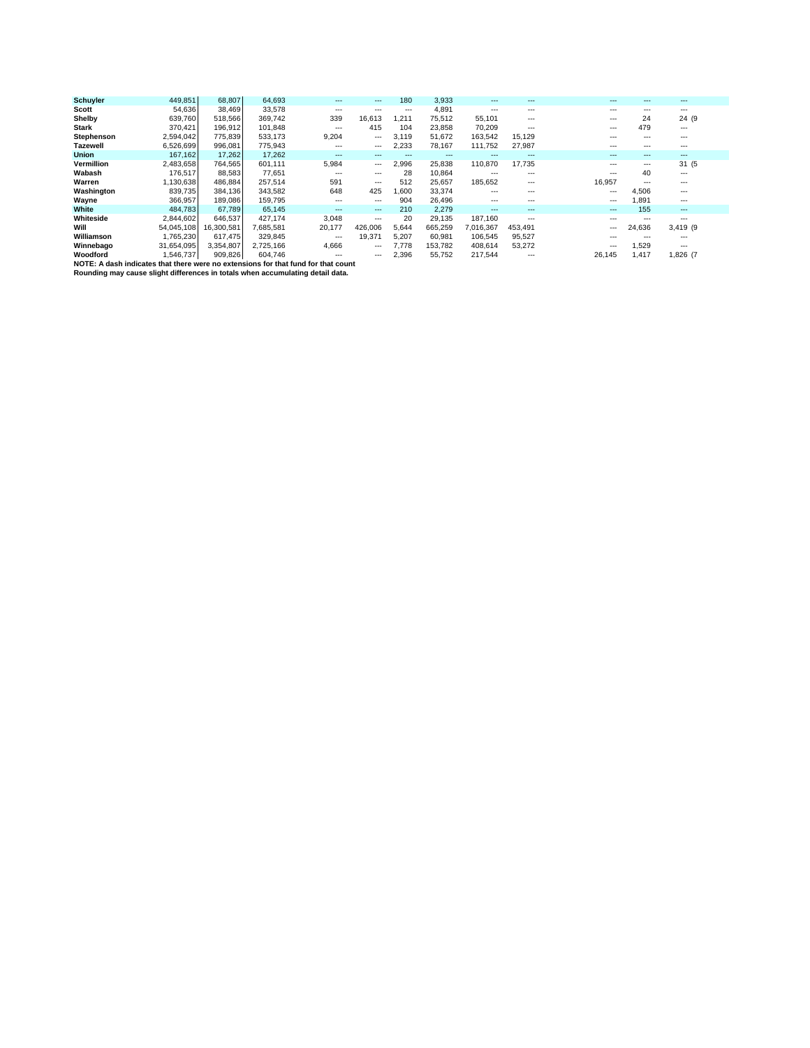| | | | | | | | | | | | | |
|---|---|---|---|---|---|---|---|---|---|---|---|---|
| **Schuyler** | 449,851 | 68,807 | 64,693 | --- | --- | 180 | 3,933 | --- | --- | --- | --- | --- |
| **Scott** | 54,636 | 38,469 | 33,578 | --- | --- | --- | 4,891 | --- | --- | --- | --- | --- |
| **Shelby** | 639,760 | 518,566 | 369,742 | 339 | 16,613 | 1,211 | 75,512 | 55,101 | --- | --- | 24 | 24 (9 |
| **Stark** | 370,421 | 196,912 | 101,848 | --- | 415 | 104 | 23,858 | 70,209 | --- | --- | 479 | --- |
| **Stephenson** | 2,594,042 | 775,839 | 533,173 | 9,204 | --- | 3,119 | 51,672 | 163,542 | 15,129 | --- | --- | --- |
| **Tazewell** | 6,526,699 | 996,081 | 775,943 | --- | --- | 2,233 | 78,167 | 111,752 | 27,987 | --- | --- | --- |
| **Union** | 167,162 | 17,262 | 17,262 | --- | --- | --- | --- | --- | --- | --- | --- | --- |
| **Vermillion** | 2,483,658 | 764,565 | 601,111 | 5,984 | --- | 2,996 | 25,838 | 110,870 | 17,735 | --- | --- | 31 (5 |
| **Wabash** | 176,517 | 88,583 | 77,651 | --- | --- | 28 | 10,864 | --- | --- | --- | 40 | --- |
| **Warren** | 1,130,638 | 486,884 | 257,514 | 591 | --- | 512 | 25,657 | 185,652 | --- | 16,957 | --- | --- |
| **Washington** | 839,735 | 384,136 | 343,582 | 648 | 425 | 1,600 | 33,374 | --- | --- | --- | 4,506 | --- |
| **Wayne** | 366,957 | 189,086 | 159,795 | --- | --- | 904 | 26,496 | --- | --- | --- | 1,891 | --- |
| **White** | 484,783 | 67,789 | 65,145 | --- | --- | 210 | 2,279 | --- | --- | --- | 155 | --- |
| **Whiteside** | 2,844,602 | 646,537 | 427,174 | 3,048 | --- | 20 | 29,135 | 187,160 | --- | --- | --- | --- |
| **Will** | 54,045,108 | 16,300,581 | 7,685,581 | 20,177 | 426,006 | 5,644 | 665,259 | 7,016,367 | 453,491 | --- | 24,636 | 3,419 (9 |
| **Williamson** | 1,765,230 | 617,475 | 329,845 | --- | 19,371 | 5,207 | 60,981 | 106,545 | 95,527 | --- | --- | --- |
| **Winnebago** | 31,654,095 | 3,354,807 | 2,725,166 | 4,666 | --- | 7,778 | 153,782 | 408,614 | 53,272 | --- | 1,529 | --- |
| **Woodford** | 1,546,737 | 909,826 | 604,746 | | --- | 2,396 | 55,752 | 217,544 | --- | 26,145 | 1,417 | 1,826 (7 |

**NOTE: A dash indicates that there were no extensions for that fund for that count**

**Rounding may cause slight differences in totals when accumulating detail data.**